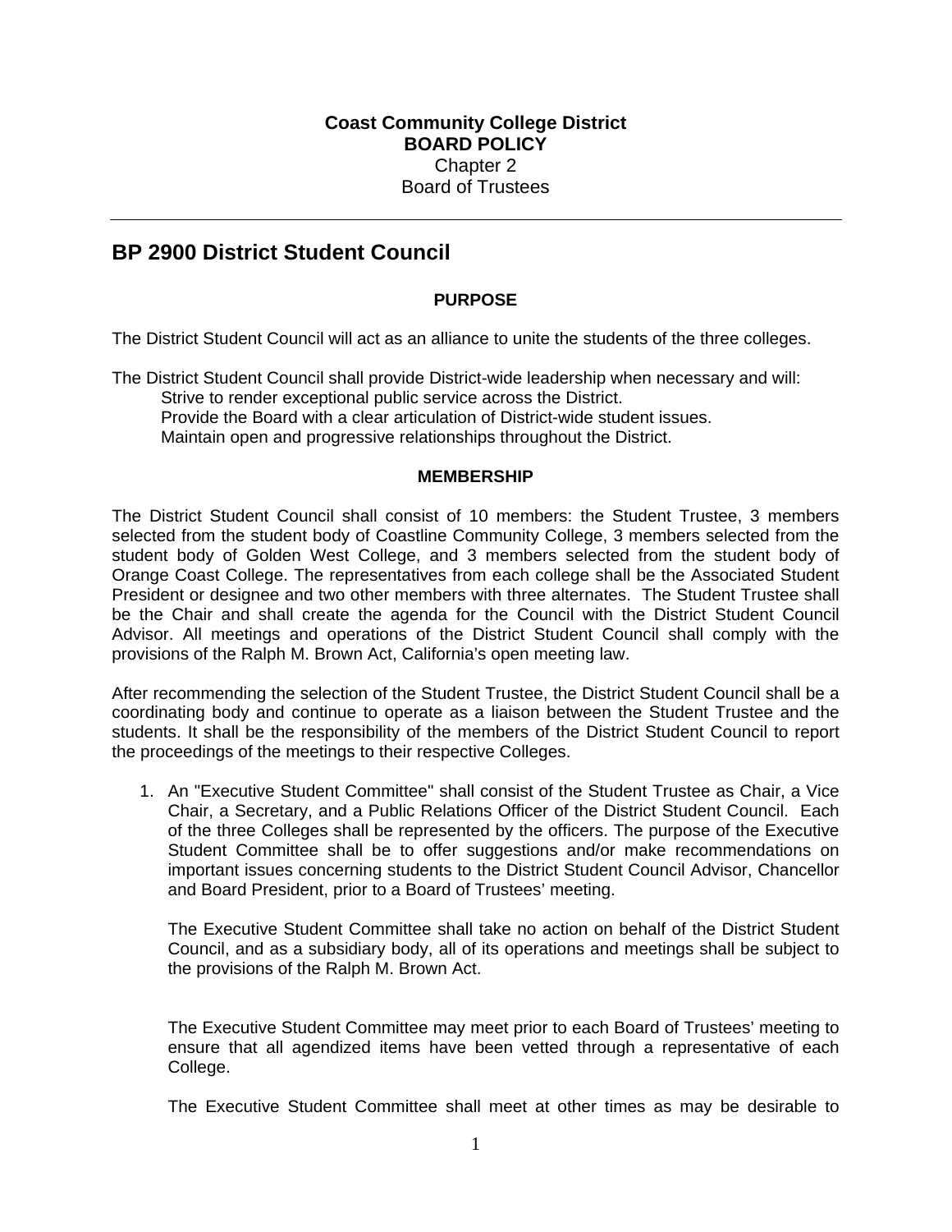**Coast Community College District**
**BOARD POLICY**
Chapter 2
Board of Trustees

---

# BP 2900 District Student Council

### PURPOSE

The District Student Council will act as an alliance to unite the students of the three colleges.

The District Student Council shall provide District-wide leadership when necessary and will:

Strive to render exceptional public service across the District.
Provide the Board with a clear articulation of District-wide student issues.
Maintain open and progressive relationships throughout the District.

### MEMBERSHIP

The District Student Council shall consist of 10 members: the Student Trustee, 3 members selected from the student body of Coastline Community College, 3 members selected from the student body of Golden West College, and 3 members selected from the student body of Orange Coast College. The representatives from each college shall be the Associated Student President or designee and two other members with three alternates. The Student Trustee shall be the Chair and shall create the agenda for the Council with the District Student Council Advisor. All meetings and operations of the District Student Council shall comply with the provisions of the Ralph M. Brown Act, California's open meeting law.

After recommending the selection of the Student Trustee, the District Student Council shall be a coordinating body and continue to operate as a liaison between the Student Trustee and the students. It shall be the responsibility of the members of the District Student Council to report the proceedings of the meetings to their respective Colleges.

1. An "Executive Student Committee" shall consist of the Student Trustee as Chair, a Vice Chair, a Secretary, and a Public Relations Officer of the District Student Council. Each of the three Colleges shall be represented by the officers. The purpose of the Executive Student Committee shall be to offer suggestions and/or make recommendations on important issues concerning students to the District Student Council Advisor, Chancellor and Board President, prior to a Board of Trustees' meeting.

   The Executive Student Committee shall take no action on behalf of the District Student Council, and as a subsidiary body, all of its operations and meetings shall be subject to the provisions of the Ralph M. Brown Act.

   The Executive Student Committee may meet prior to each Board of Trustees' meeting to ensure that all agendized items have been vetted through a representative of each College.

   The Executive Student Committee shall meet at other times as may be desirable to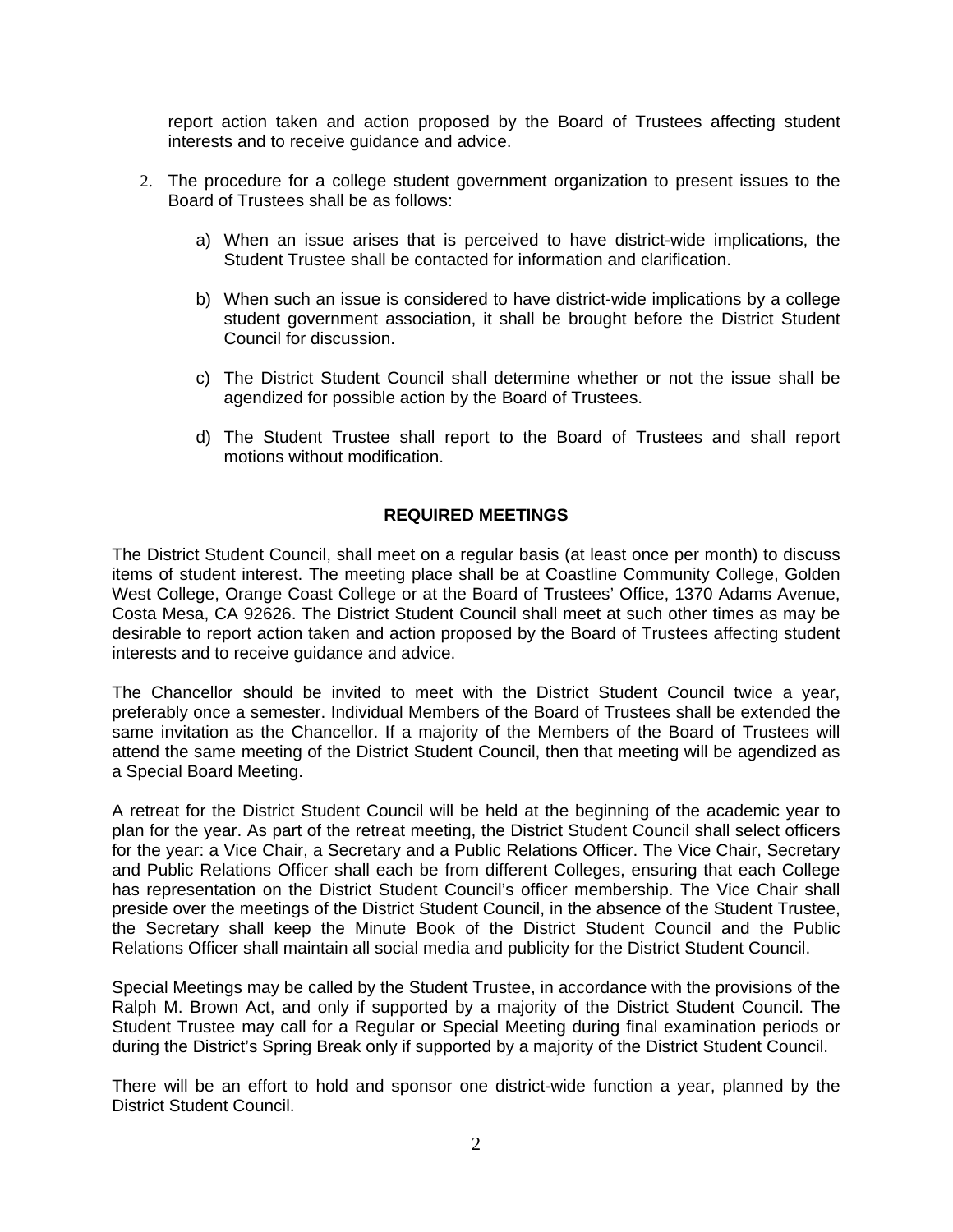report action taken and action proposed by the Board of Trustees affecting student interests and to receive guidance and advice.

2. The procedure for a college student government organization to present issues to the Board of Trustees shall be as follows:

   a) When an issue arises that is perceived to have district-wide implications, the Student Trustee shall be contacted for information and clarification.

   b) When such an issue is considered to have district-wide implications by a college student government association, it shall be brought before the District Student Council for discussion.

   c) The District Student Council shall determine whether or not the issue shall be agendized for possible action by the Board of Trustees.

   d) The Student Trustee shall report to the Board of Trustees and shall report motions without modification.

## REQUIRED MEETINGS

The District Student Council, shall meet on a regular basis (at least once per month) to discuss items of student interest. The meeting place shall be at Coastline Community College, Golden West College, Orange Coast College or at the Board of Trustees' Office, 1370 Adams Avenue, Costa Mesa, CA 92626. The District Student Council shall meet at such other times as may be desirable to report action taken and action proposed by the Board of Trustees affecting student interests and to receive guidance and advice.

The Chancellor should be invited to meet with the District Student Council twice a year, preferably once a semester. Individual Members of the Board of Trustees shall be extended the same invitation as the Chancellor. If a majority of the Members of the Board of Trustees will attend the same meeting of the District Student Council, then that meeting will be agendized as a Special Board Meeting.

A retreat for the District Student Council will be held at the beginning of the academic year to plan for the year. As part of the retreat meeting, the District Student Council shall select officers for the year: a Vice Chair, a Secretary and a Public Relations Officer. The Vice Chair, Secretary and Public Relations Officer shall each be from different Colleges, ensuring that each College has representation on the District Student Council's officer membership. The Vice Chair shall preside over the meetings of the District Student Council, in the absence of the Student Trustee, the Secretary shall keep the Minute Book of the District Student Council and the Public Relations Officer shall maintain all social media and publicity for the District Student Council.

Special Meetings may be called by the Student Trustee, in accordance with the provisions of the Ralph M. Brown Act, and only if supported by a majority of the District Student Council. The Student Trustee may call for a Regular or Special Meeting during final examination periods or during the District's Spring Break only if supported by a majority of the District Student Council.

There will be an effort to hold and sponsor one district-wide function a year, planned by the District Student Council.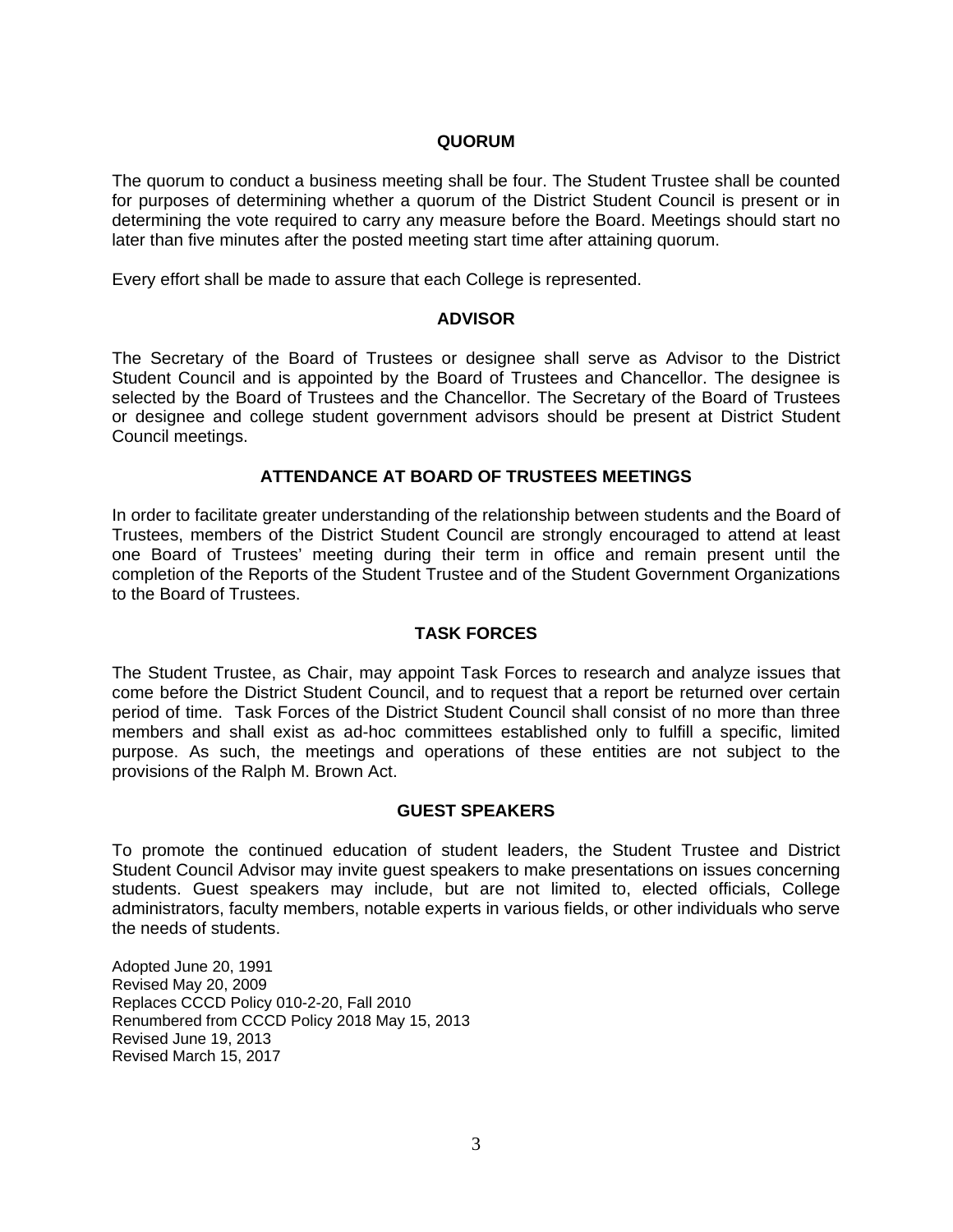## QUORUM

The quorum to conduct a business meeting shall be four. The Student Trustee shall be counted for purposes of determining whether a quorum of the District Student Council is present or in determining the vote required to carry any measure before the Board. Meetings should start no later than five minutes after the posted meeting start time after attaining quorum.

Every effort shall be made to assure that each College is represented.

## ADVISOR

The Secretary of the Board of Trustees or designee shall serve as Advisor to the District Student Council and is appointed by the Board of Trustees and Chancellor. The designee is selected by the Board of Trustees and the Chancellor. The Secretary of the Board of Trustees or designee and college student government advisors should be present at District Student Council meetings.

## ATTENDANCE AT BOARD OF TRUSTEES MEETINGS

In order to facilitate greater understanding of the relationship between students and the Board of Trustees, members of the District Student Council are strongly encouraged to attend at least one Board of Trustees' meeting during their term in office and remain present until the completion of the Reports of the Student Trustee and of the Student Government Organizations to the Board of Trustees.

## TASK FORCES

The Student Trustee, as Chair, may appoint Task Forces to research and analyze issues that come before the District Student Council, and to request that a report be returned over certain period of time. Task Forces of the District Student Council shall consist of no more than three members and shall exist as ad-hoc committees established only to fulfill a specific, limited purpose. As such, the meetings and operations of these entities are not subject to the provisions of the Ralph M. Brown Act.

## GUEST SPEAKERS

To promote the continued education of student leaders, the Student Trustee and District Student Council Advisor may invite guest speakers to make presentations on issues concerning students. Guest speakers may include, but are not limited to, elected officials, College administrators, faculty members, notable experts in various fields, or other individuals who serve the needs of students.

Adopted June 20, 1991
Revised May 20, 2009
Replaces CCCD Policy 010-2-20, Fall 2010
Renumbered from CCCD Policy 2018 May 15, 2013
Revised June 19, 2013
Revised March 15, 2017